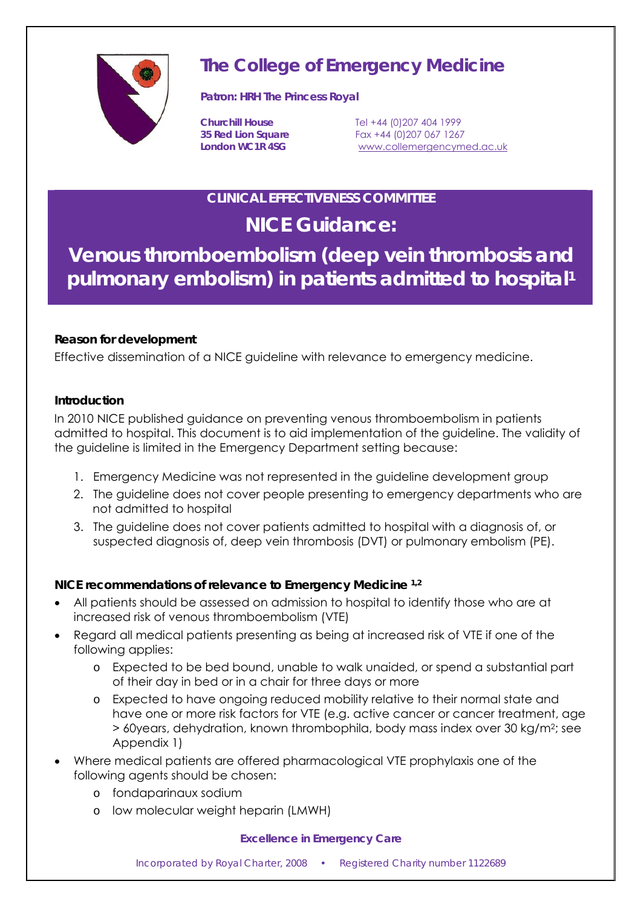# The College of Emergency Medicine

**Patron: HRH The Princess Royal**

**Churchill House**
**35 Red Lion Square**
**London WC1R 4SG**

Tel +44 (0)207 404 1999
Fax +44 (0)207 067 1267
www.collemergencymed.ac.uk

## CLINICAL EFFECTIVENESS COMMITTEE

# NICE Guidance:

# Venous thromboembolism (deep vein thrombosis and pulmonary embolism) in patients admitted to hospital[1]

**Reason for development**

Effective dissemination of a NICE guideline with relevance to emergency medicine.

**Introduction**

In 2010 NICE published guidance on preventing venous thromboembolism in patients admitted to hospital. This document is to aid implementation of the guideline. The validity of the guideline is limited in the Emergency Department setting because:

1. Emergency Medicine was not represented in the guideline development group
2. The guideline does not cover people presenting to emergency departments who are not admitted to hospital
3. The guideline does not cover patients admitted to hospital with a diagnosis of, or suspected diagnosis of, deep vein thrombosis (DVT) or pulmonary embolism (PE).

**NICE recommendations of relevance to Emergency Medicine [1,2]**

- All patients should be assessed on admission to hospital to identify those who are at increased risk of venous thromboembolism (VTE)
- Regard all medical patients presenting as being at increased risk of VTE if one of the following applies:
  - Expected to be bed bound, unable to walk unaided, or spend a substantial part of their day in bed or in a chair for three days or more
  - Expected to have ongoing reduced mobility relative to their normal state and have one or more risk factors for VTE (e.g. active cancer or cancer treatment, age > 60years, dehydration, known thrombophila, body mass index over 30 kg/m$^2$; see Appendix 1)
- Where medical patients are offered pharmacological VTE prophylaxis one of the following agents should be chosen:
  - fondaparinaux sodium
  - low molecular weight heparin (LMWH)

**Excellence in Emergency Care**

Incorporated by Royal Charter, 2008 • Registered Charity number 1122689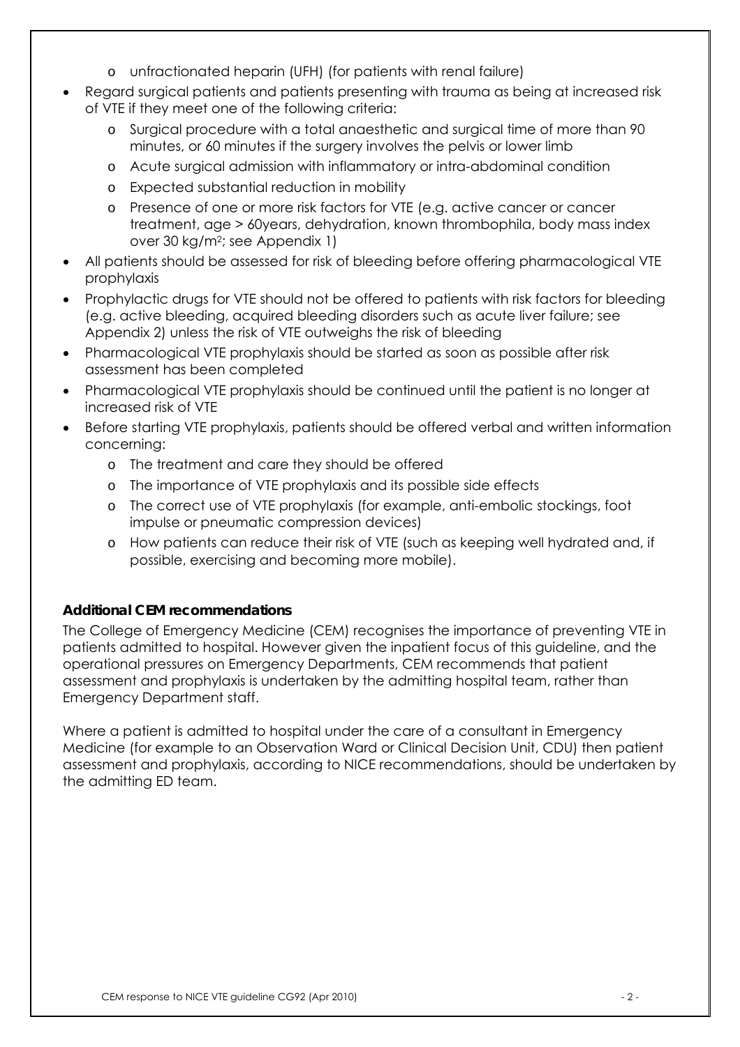- unfractionated heparin (UFH) (for patients with renal failure)
- Regard surgical patients and patients presenting with trauma as being at increased risk of VTE if they meet one of the following criteria:
  - Surgical procedure with a total anaesthetic and surgical time of more than 90 minutes, or 60 minutes if the surgery involves the pelvis or lower limb
  - Acute surgical admission with inflammatory or intra-abdominal condition
  - Expected substantial reduction in mobility
  - Presence of one or more risk factors for VTE (e.g. active cancer or cancer treatment, age > 60years, dehydration, known thrombophila, body mass index over 30 kg/m$^2$; see Appendix 1)
- All patients should be assessed for risk of bleeding before offering pharmacological VTE prophylaxis
- Prophylactic drugs for VTE should not be offered to patients with risk factors for bleeding (e.g. active bleeding, acquired bleeding disorders such as acute liver failure; see Appendix 2) unless the risk of VTE outweighs the risk of bleeding
- Pharmacological VTE prophylaxis should be started as soon as possible after risk assessment has been completed
- Pharmacological VTE prophylaxis should be continued until the patient is no longer at increased risk of VTE
- Before starting VTE prophylaxis, patients should be offered verbal and written information concerning:
  - The treatment and care they should be offered
  - The importance of VTE prophylaxis and its possible side effects
  - The correct use of VTE prophylaxis (for example, anti-embolic stockings, foot impulse or pneumatic compression devices)
  - How patients can reduce their risk of VTE (such as keeping well hydrated and, if possible, exercising and becoming more mobile).

**Additional CEM recommendations**

The College of Emergency Medicine (CEM) recognises the importance of preventing VTE in patients admitted to hospital. However given the inpatient focus of this guideline, and the operational pressures on Emergency Departments, CEM recommends that patient assessment and prophylaxis is undertaken by the admitting hospital team, rather than Emergency Department staff.

Where a patient is admitted to hospital under the care of a consultant in Emergency Medicine (for example to an Observation Ward or Clinical Decision Unit, CDU) then patient assessment and prophylaxis, according to NICE recommendations, should be undertaken by the admitting ED team.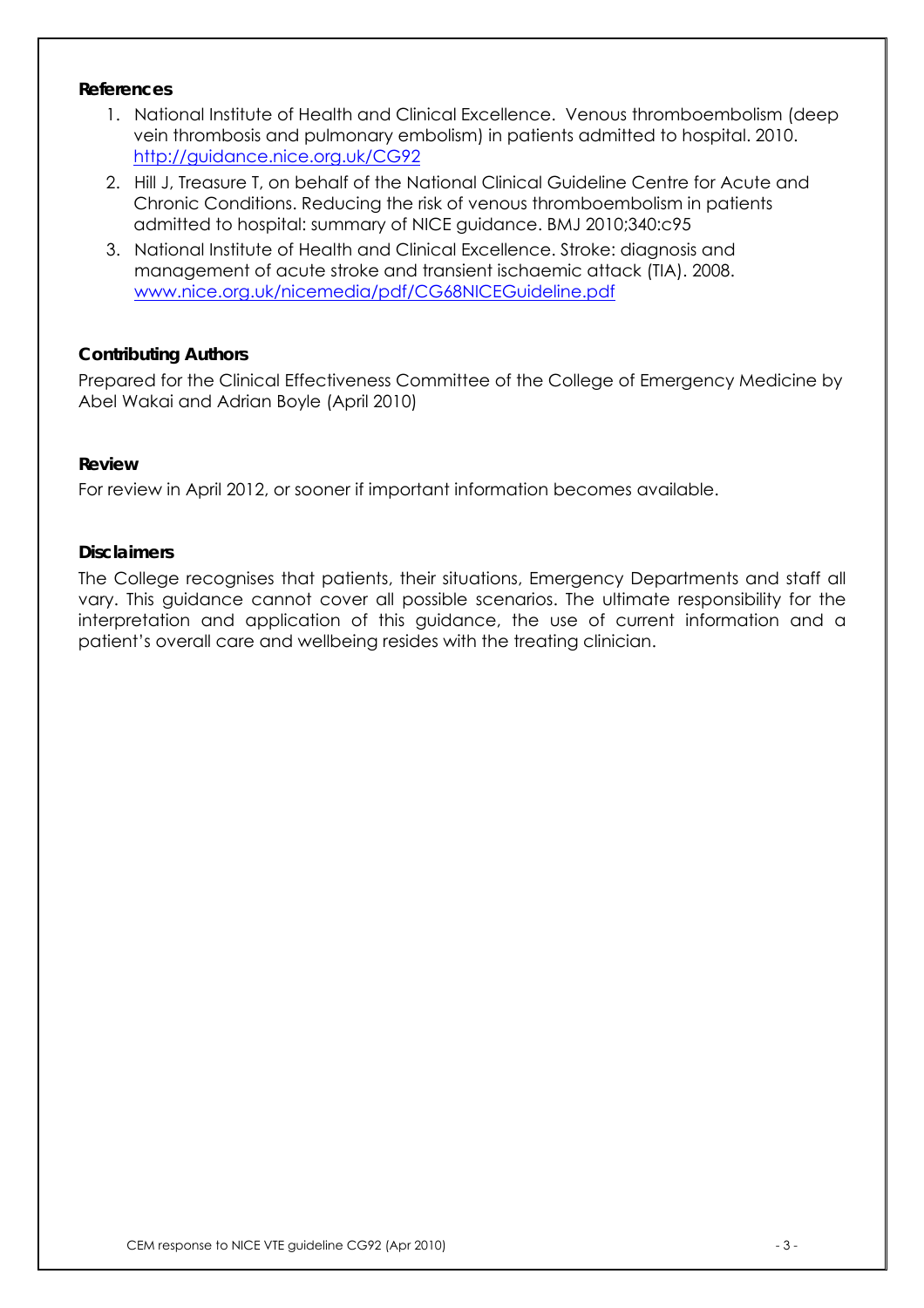**References**

1. National Institute of Health and Clinical Excellence. Venous thromboembolism (deep vein thrombosis and pulmonary embolism) in patients admitted to hospital. 2010. http://guidance.nice.org.uk/CG92
2. Hill J, Treasure T, on behalf of the National Clinical Guideline Centre for Acute and Chronic Conditions. Reducing the risk of venous thromboembolism in patients admitted to hospital: summary of NICE guidance. BMJ 2010;340:c95
3. National Institute of Health and Clinical Excellence. Stroke: diagnosis and management of acute stroke and transient ischaemic attack (TIA). 2008. www.nice.org.uk/nicemedia/pdf/CG68NICEGuideline.pdf

**Contributing Authors**

Prepared for the Clinical Effectiveness Committee of the College of Emergency Medicine by Abel Wakai and Adrian Boyle (April 2010)

**Review**

For review in April 2012, or sooner if important information becomes available.

**Disclaimers**

The College recognises that patients, their situations, Emergency Departments and staff all vary. This guidance cannot cover all possible scenarios. The ultimate responsibility for the interpretation and application of this guidance, the use of current information and a patient's overall care and wellbeing resides with the treating clinician.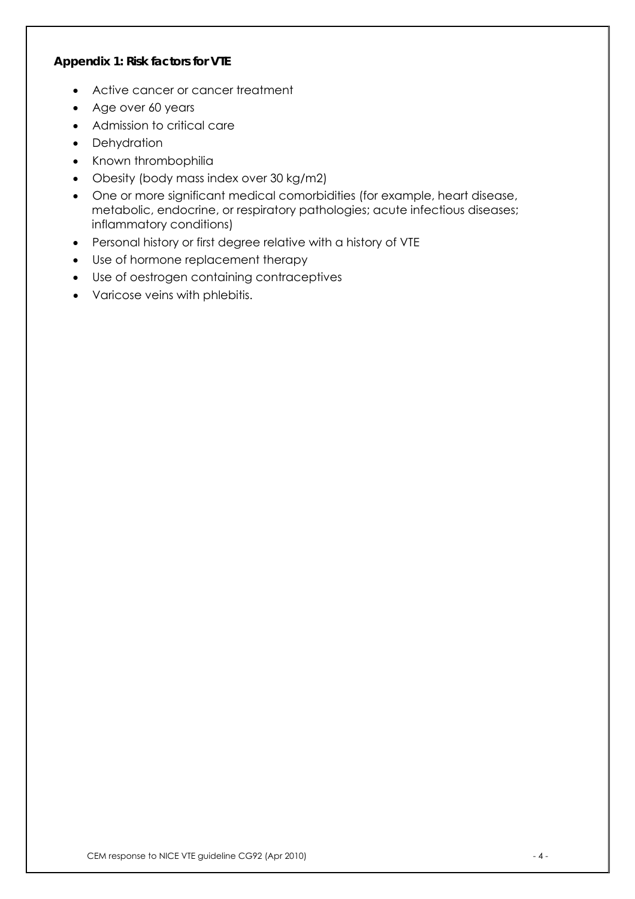**Appendix 1: Risk factors for VTE**

- Active cancer or cancer treatment
- Age over 60 years
- Admission to critical care
- Dehydration
- Known thrombophilia
- Obesity (body mass index over 30 kg/m2)
- One or more significant medical comorbidities (for example, heart disease, metabolic, endocrine, or respiratory pathologies; acute infectious diseases; inflammatory conditions)
- Personal history or first degree relative with a history of VTE
- Use of hormone replacement therapy
- Use of oestrogen containing contraceptives
- Varicose veins with phlebitis.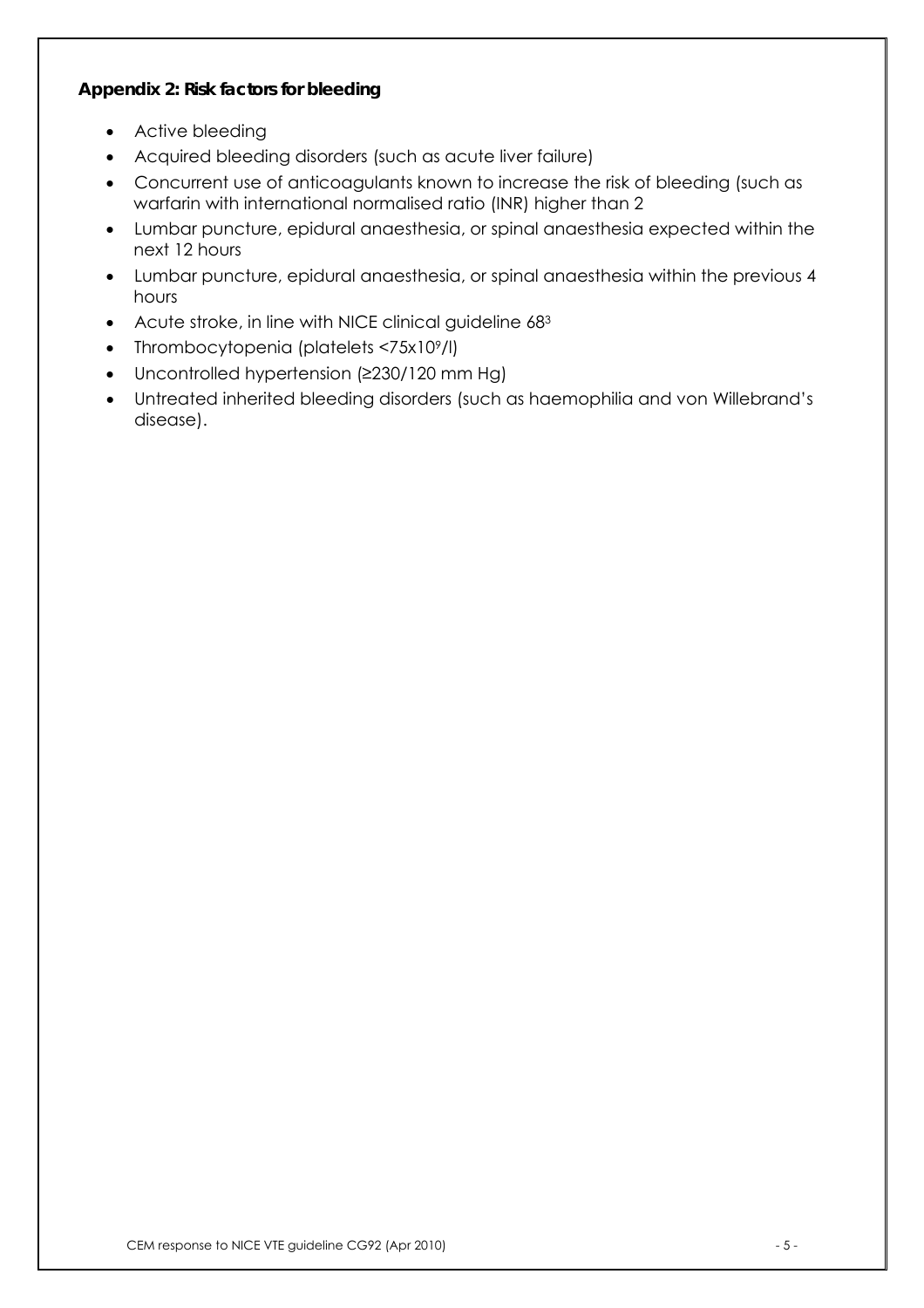**Appendix 2: Risk factors for bleeding**

- Active bleeding
- Acquired bleeding disorders (such as acute liver failure)
- Concurrent use of anticoagulants known to increase the risk of bleeding (such as warfarin with international normalised ratio (INR) higher than 2
- Lumbar puncture, epidural anaesthesia, or spinal anaesthesia expected within the next 12 hours
- Lumbar puncture, epidural anaesthesia, or spinal anaesthesia within the previous 4 hours
- Acute stroke, in line with NICE clinical guideline 68[3]
- Thrombocytopenia (platelets $<75 \times 10^9$/l)
- Uncontrolled hypertension (≥230/120 mm Hg)
- Untreated inherited bleeding disorders (such as haemophilia and von Willebrand's disease).